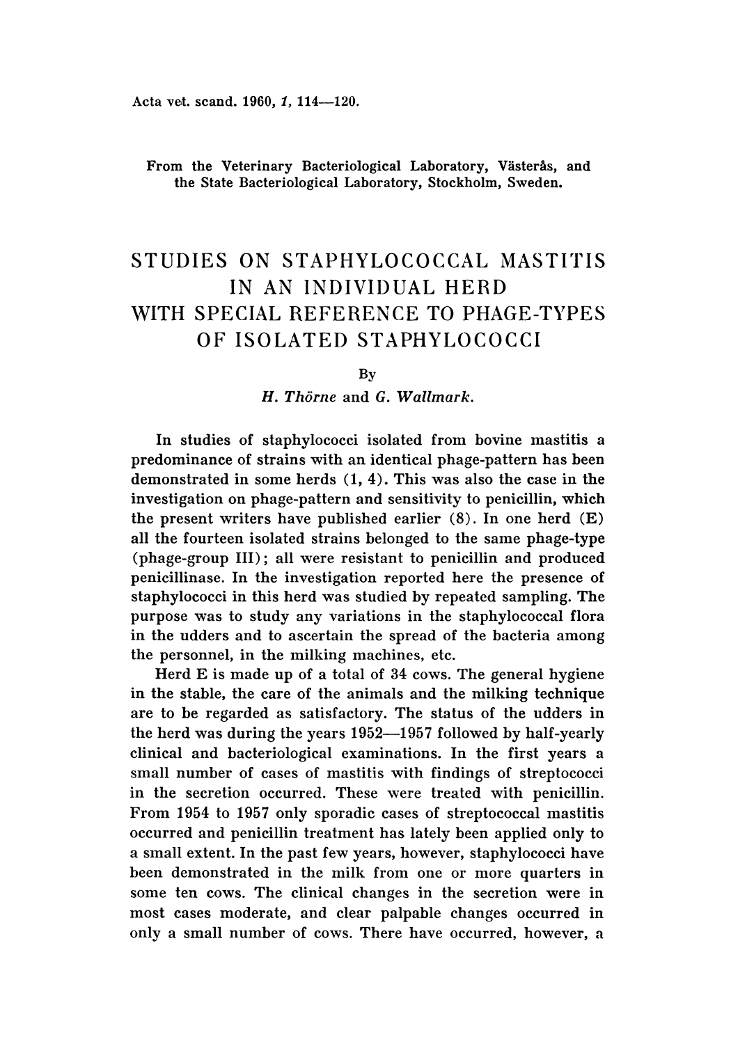From the Veterinary Bacteriological Laboratory, Västerås, and the State Bacteriological Laboratory, Stockholm, Sweden.

# STUDIES ON STAPHYLOCOCCAL MASTITIS IN AN INDIVIDUAL HERD WITH SPECIAL REFERENCE TO PHAGE-TYPES OF ISOLATED STAPHYLOCOCCI

By

*H. Thörne* and *G. Wallmark.*

In studies of staphylococci isolated from bovine mastitis a predominance of strains with an identical phage-pattern has been demonstrated in some herds (1, 4). This was also the case in the investigation on phage-pattern and sensitivity to penicillin, which the present writers have published earlier (8). In one herd (E) all the fourteen isolated strains belonged to the same phage-type (phage-group III); all were resistant to penicillin and produced penicillinase. In the investigation reported here the presence of staphylococci in this herd was studied by repeated sampling. The purpose was to study any variations in the staphylococcal flora in the udders and to ascertain the spread of the bacteria among the personnel, in the milking machines, etc.

Herd E is made up of a total of 34 cows. The general hygiene in the stable, the care of the animals and the milking technique are to be regarded as satisfactory. The status of the udders in the herd was during the years 1952—1957 followed by half-yearly clinical and bacteriological examinations. In the first years a small number of cases of mastitis with findings of streptococci in the secretion occurred. These were treated with penicillin. From 1954 to 1957 only sporadic cases of streptococcal mastitis occurred and penicillin treatment has lately been applied only to a small extent. In the past few years, however, staphylococci have been demonstrated in the milk from one or more quarters in some ten cows. The clinical changes in the secretion were in most cases moderate, and clear palpable changes occurred in only a small number of cows. There have occurred, however, a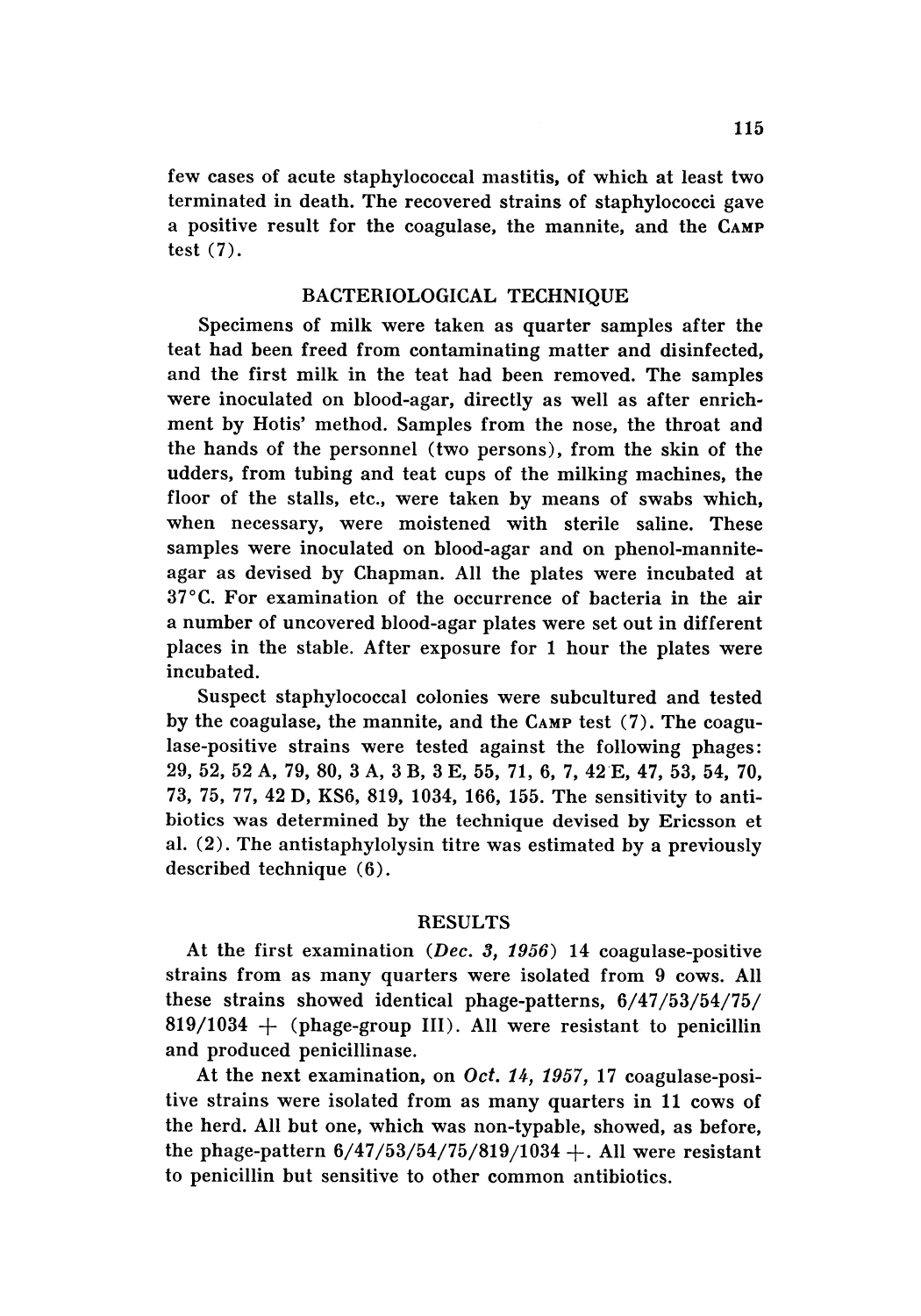few cases of acute staphylococcal mastitis, of which at least two terminated in death. The recovered strains of staphylococci gave a positive result for the coagulase, the mannite, and the CAMP test (7).

## BACTERIOLOGICAL TECHNIQUE

Specimens of milk were taken as quarter samples after the teat had been freed from contaminating matter and disinfected, and the first milk in the teat had been removed. The samples were inoculated on blood-agar, directly as well as after enrichment by Hotis' method. Samples from the nose, the throat and the hands of the personnel (two persons), from the skin of the udders, from tubing and teat cups of the milking machines, the floor of the stalls, etc., were taken by means of swabs which, when necessary, were moistened with sterile saline. These samples were inoculated on blood-agar and on phenol-mannite-agar as devised by Chapman. All the plates were incubated at 37°C. For examination of the occurrence of bacteria in the air a number of uncovered blood-agar plates were set out in different places in the stable. After exposure for 1 hour the plates were incubated.

Suspect staphylococcal colonies were subcultured and tested by the coagulase, the mannite, and the CAMP test (7). The coagulase-positive strains were tested against the following phages: 29, 52, 52 A, 79, 80, 3 A, 3 B, 3 E, 55, 71, 6, 7, 42 E, 47, 53, 54, 70, 73, 75, 77, 42 D, KS6, 819, 1034, 166, 155. The sensitivity to antibiotics was determined by the technique devised by Ericsson et al. (2). The antistaphylolysin titre was estimated by a previously described technique (6).

## RESULTS

At the first examination (*Dec. 3, 1956*) 14 coagulase-positive strains from as many quarters were isolated from 9 cows. All these strains showed identical phage-patterns, 6/47/53/54/75/819/1034 + (phage-group III). All were resistant to penicillin and produced penicillinase.

At the next examination, on *Oct. 14, 1957*, 17 coagulase-positive strains were isolated from as many quarters in 11 cows of the herd. All but one, which was non-typable, showed, as before, the phage-pattern 6/47/53/54/75/819/1034 +. All were resistant to penicillin but sensitive to other common antibiotics.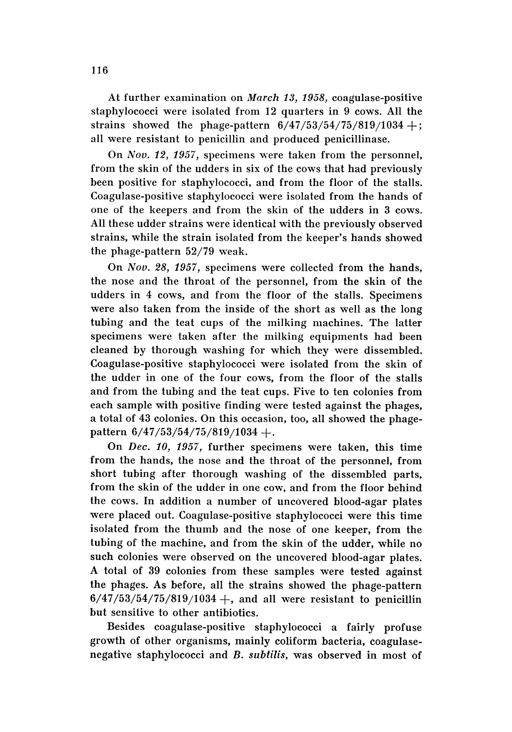At further examination on *March 13, 1958,* coagulase-positive staphylococci were isolated from 12 quarters in 9 cows. All the strains showed the phage-pattern 6/47/53/54/75/819/1034 +; all were resistant to penicillin and produced penicillinase.

On *Nov. 12, 1957,* specimens were taken from the personnel, from the skin of the udders in six of the cows that had previously been positive for staphylococci, and from the floor of the stalls. Coagulase-positive staphylococci were isolated from the hands of one of the keepers and from the skin of the udders in 3 cows. All these udder strains were identical with the previously observed strains, while the strain isolated from the keeper's hands showed the phage-pattern 52/79 weak.

On *Nov. 28, 1957,* specimens were collected from the hands, the nose and the throat of the personnel, from the skin of the udders in 4 cows, and from the floor of the stalls. Specimens were also taken from the inside of the short as well as the long tubing and the teat cups of the milking machines. The latter specimens were taken after the milking equipments had been cleaned by thorough washing for which they were dissembled. Coagulase-positive staphylococci were isolated from the skin of the udder in one of the four cows, from the floor of the stalls and from the tubing and the teat cups. Five to ten colonies from each sample with positive finding were tested against the phages, a total of 43 colonies. On this occasion, too, all showed the phage-pattern 6/47/53/54/75/819/1034 +.

On *Dec. 10, 1957,* further specimens were taken, this time from the hands, the nose and the throat of the personnel, from short tubing after thorough washing of the dissembled parts, from the skin of the udder in one cow, and from the floor behind the cows. In addition a number of uncovered blood-agar plates were placed out. Coagulase-positive staphylococci were this time isolated from the thumb and the nose of one keeper, from the tubing of the machine, and from the skin of the udder, while no such colonies were observed on the uncovered blood-agar plates. A total of 39 colonies from these samples were tested against the phages. As before, all the strains showed the phage-pattern 6/47/53/54/75/819/1034 +, and all were resistant to penicillin but sensitive to other antibiotics.

Besides coagulase-positive staphylococci a fairly profuse growth of other organisms, mainly coliform bacteria, coagulase-negative staphylococci and *B. subtilis,* was observed in most of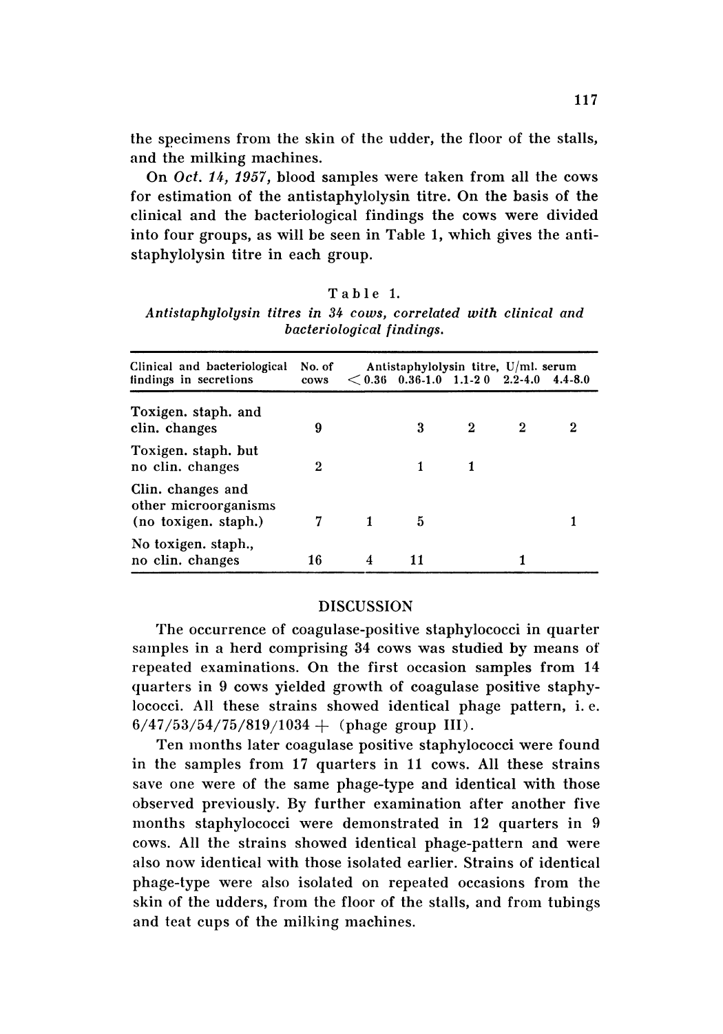the specimens from the skin of the udder, the floor of the stalls, and the milking machines.

On *Oct. 14, 1957*, blood samples were taken from all the cows for estimation of the antistaphylolysin titre. On the basis of the clinical and the bacteriological findings the cows were divided into four groups, as will be seen in Table 1, which gives the antistaphylolysin titre in each group.

Table 1.

*Antistaphylolysin titres in 34 cows, correlated with clinical and bacteriological findings.*

| Clinical and bacteriological findings in secretions | No. of cows | Antistaphylolysin titre, U/ml. serum | | | | |
|---|---|---|---|---|---|---|
| | | < 0.36 | 0.36-1.0 | 1.1-2 0 | 2.2-4.0 | 4.4-8.0 |
| Toxigen. staph. and clin. changes | 9 | | 3 | 2 | 2 | 2 |
| Toxigen. staph. but no clin. changes | 2 | | 1 | 1 | | |
| Clin. changes and other microorganisms (no toxigen. staph.) | 7 | 1 | 5 | | | 1 |
| No toxigen. staph., no clin. changes | 16 | 4 | 11 | | 1 | |

## DISCUSSION

The occurrence of coagulase-positive staphylococci in quarter samples in a herd comprising 34 cows was studied by means of repeated examinations. On the first occasion samples from 14 quarters in 9 cows yielded growth of coagulase positive staphylococci. All these strains showed identical phage pattern, i. e. 6/47/53/54/75/819/1034 + (phage group III).

Ten months later coagulase positive staphylococci were found in the samples from 17 quarters in 11 cows. All these strains save one were of the same phage-type and identical with those observed previously. By further examination after another five months staphylococci were demonstrated in 12 quarters in 9 cows. All the strains showed identical phage-pattern and were also now identical with those isolated earlier. Strains of identical phage-type were also isolated on repeated occasions from the skin of the udders, from the floor of the stalls, and from tubings and teat cups of the milking machines.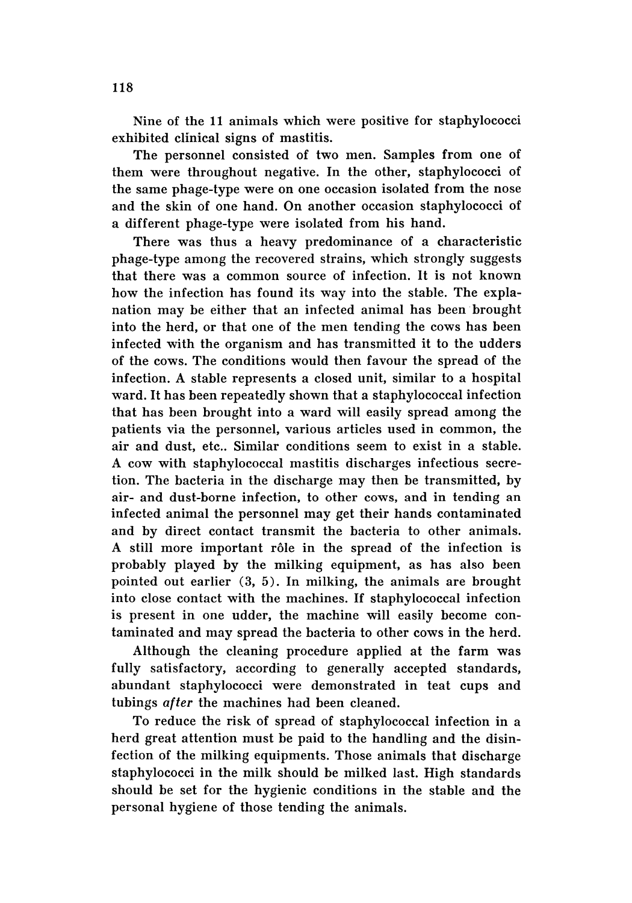Nine of the 11 animals which were positive for staphylococci exhibited clinical signs of mastitis.

The personnel consisted of two men. Samples from one of them were throughout negative. In the other, staphylococci of the same phage-type were on one occasion isolated from the nose and the skin of one hand. On another occasion staphylococci of a different phage-type were isolated from his hand.

There was thus a heavy predominance of a characteristic phage-type among the recovered strains, which strongly suggests that there was a common source of infection. It is not known how the infection has found its way into the stable. The explanation may be either that an infected animal has been brought into the herd, or that one of the men tending the cows has been infected with the organism and has transmitted it to the udders of the cows. The conditions would then favour the spread of the infection. A stable represents a closed unit, similar to a hospital ward. It has been repeatedly shown that a staphylococcal infection that has been brought into a ward will easily spread among the patients via the personnel, various articles used in common, the air and dust, etc.. Similar conditions seem to exist in a stable. A cow with staphylococcal mastitis discharges infectious secretion. The bacteria in the discharge may then be transmitted, by air- and dust-borne infection, to other cows, and in tending an infected animal the personnel may get their hands contaminated and by direct contact transmit the bacteria to other animals. A still more important rôle in the spread of the infection is probably played by the milking equipment, as has also been pointed out earlier (3, 5). In milking, the animals are brought into close contact with the machines. If staphylococcal infection is present in one udder, the machine will easily become contaminated and may spread the bacteria to other cows in the herd.

Although the cleaning procedure applied at the farm was fully satisfactory, according to generally accepted standards, abundant staphylococci were demonstrated in teat cups and tubings *after* the machines had been cleaned.

To reduce the risk of spread of staphylococcal infection in a herd great attention must be paid to the handling and the disinfection of the milking equipments. Those animals that discharge staphylococci in the milk should be milked last. High standards should be set for the hygienic conditions in the stable and the personal hygiene of those tending the animals.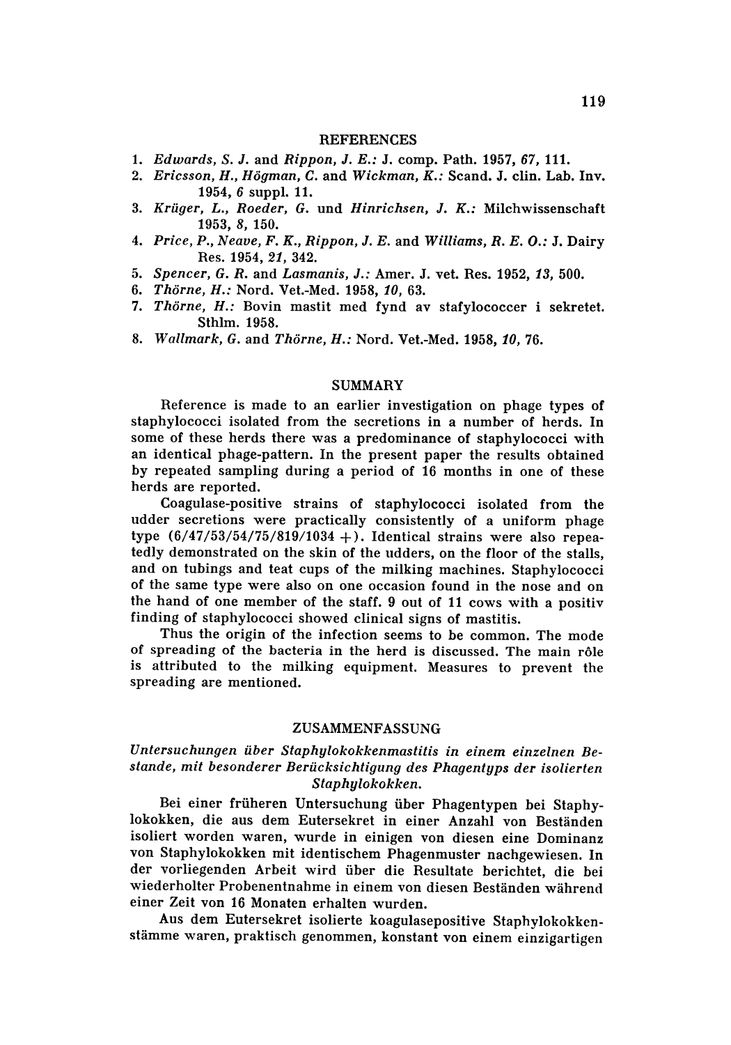## REFERENCES

1. *Edwards, S. J.* and *Rippon, J. E.:* J. comp. Path. 1957, *67*, 111.
2. *Ericsson, H., Högman, C.* and *Wickman, K.:* Scand. J. clin. Lab. Inv. 1954, *6* suppl. 11.
3. *Krüger, L., Roeder, G.* und *Hinrichsen, J. K.:* Milchwissenschaft 1953, *8*, 150.
4. *Price, P., Neave, F. K., Rippon, J. E.* and *Williams, R. E. O.:* J. Dairy Res. 1954, *21*, 342.
5. *Spencer, G. R.* and *Lasmanis, J.:* Amer. J. vet. Res. 1952, *13*, 500.
6. *Thörne, H.:* Nord. Vet.-Med. 1958, *10*, 63.
7. *Thörne, H.:* Bovin mastit med fynd av stafylococcer i sekretet. Sthlm. 1958.
8. *Wallmark, G.* and *Thörne, H.:* Nord. Vet.-Med. 1958, *10*, 76.

## SUMMARY

Reference is made to an earlier investigation on phage types of staphylococci isolated from the secretions in a number of herds. In some of these herds there was a predominance of staphylococci with an identical phage-pattern. In the present paper the results obtained by repeated sampling during a period of 16 months in one of these herds are reported.

Coagulase-positive strains of staphylococci isolated from the udder secretions were practically consistently of a uniform phage type (6/47/53/54/75/819/1034 +). Identical strains were also repeatedly demonstrated on the skin of the udders, on the floor of the stalls, and on tubings and teat cups of the milking machines. Staphylococci of the same type were also on one occasion found in the nose and on the hand of one member of the staff. 9 out of 11 cows with a positiv finding of staphylococci showed clinical signs of mastitis.

Thus the origin of the infection seems to be common. The mode of spreading of the bacteria in the herd is discussed. The main rôle is attributed to the milking equipment. Measures to prevent the spreading are mentioned.

## ZUSAMMENFASSUNG

*Untersuchungen über Staphylokokkenmastitis in einem einzelnen Bestande, mit besonderer Berücksichtigung des Phagentyps der isolierten Staphylokokken.*

Bei einer früheren Untersuchung über Phagentypen bei Staphylokokken, die aus dem Eutersekret in einer Anzahl von Beständen isoliert worden waren, wurde in einigen von diesen eine Dominanz von Staphylokokken mit identischem Phagenmuster nachgewiesen. In der vorliegenden Arbeit wird über die Resultate berichtet, die bei wiederholter Probenentnahme in einem von diesen Beständen während einer Zeit von 16 Monaten erhalten wurden.

Aus dem Eutersekret isolierte koagulasepositive Staphylokokkenstämme waren, praktisch genommen, konstant von einem einzigartigen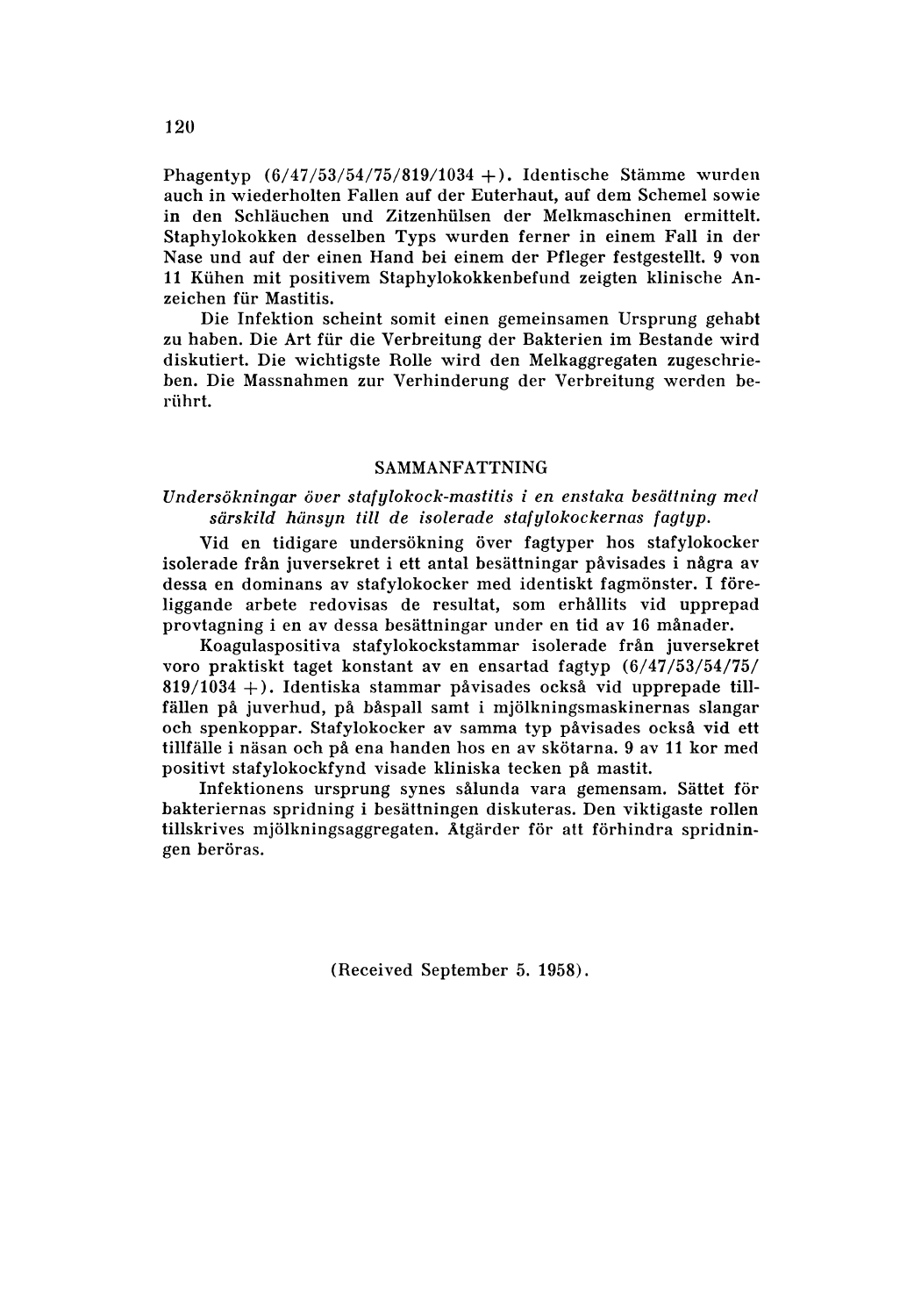Phagentyp (6/47/53/54/75/819/1034 +). Identische Stämme wurden auch in wiederholten Fallen auf der Euterhaut, auf dem Schemel sowie in den Schläuchen und Zitzenhülsen der Melkmaschinen ermittelt. Staphylokokken desselben Typs wurden ferner in einem Fall in der Nase und auf der einen Hand bei einem der Pfleger festgestellt. 9 von 11 Kühen mit positivem Staphylokokkenbefund zeigten klinische Anzeichen für Mastitis.

Die Infektion scheint somit einen gemeinsamen Ursprung gehabt zu haben. Die Art für die Verbreitung der Bakterien im Bestande wird diskutiert. Die wichtigste Rolle wird den Melkaggregaten zugeschrieben. Die Massnahmen zur Verhinderung der Verbreitung werden berührt.

## SAMMANFATTNING

*Undersökningar över stafylokock-mastitis i en enstaka besättning med särskild hänsyn till de isolerade stafylokockernas fagtyp.*

Vid en tidigare undersökning över fagtyper hos stafylokocker isolerade från juversekret i ett antal besättningar påvisades i några av dessa en dominans av stafylokocker med identiskt fagmönster. I föreliggande arbete redovisas de resultat, som erhållits vid upprepad provtagning i en av dessa besättningar under en tid av 16 månader.

Koagulaspositiva stafylokockstammar isolerade från juversekret voro praktiskt taget konstant av en ensartad fagtyp (6/47/53/54/75/819/1034 +). Identiska stammar påvisades också vid upprepade tillfällen på juverhud, på båspall samt i mjölkningsmaskinernas slangar och spenkoppar. Stafylokocker av samma typ påvisades också vid ett tillfälle i näsan och på ena handen hos en av skötarna. 9 av 11 kor med positivt stafylokockfynd visade kliniska tecken på mastit.

Infektionens ursprung synes sålunda vara gemensam. Sättet för bakteriernas spridning i besättningen diskuteras. Den viktigaste rollen tillskrives mjölkningsaggregaten. Åtgärder för att förhindra spridningen beröras.

(Received September 5. 1958).